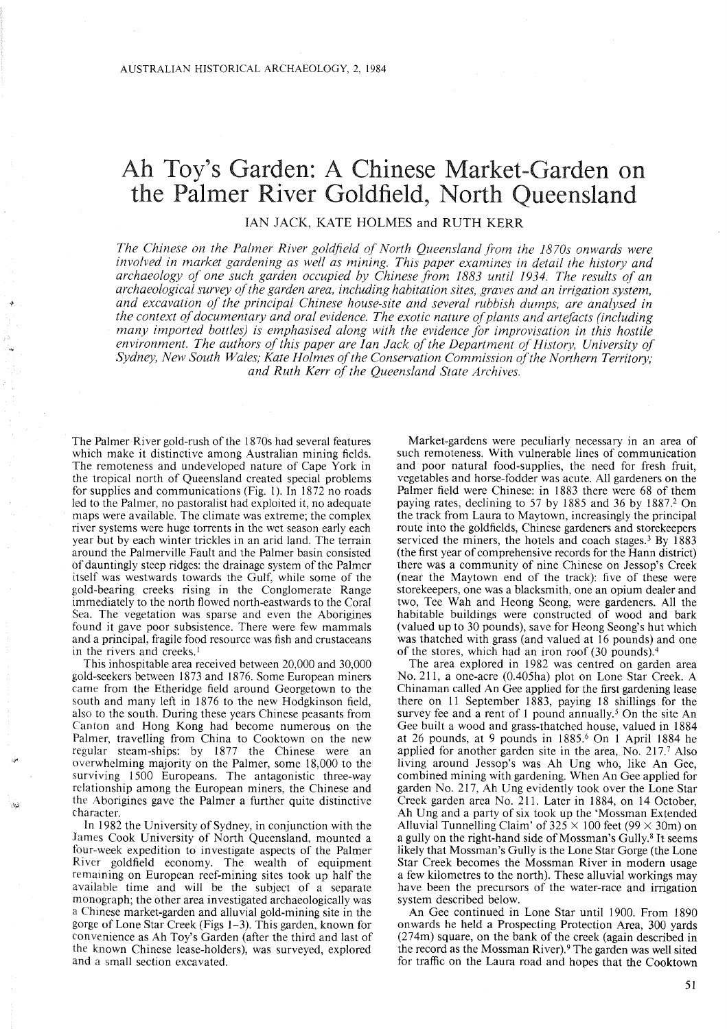// Consider the document below.
# Ah Toy's Garden: A Chinese Market-Garden on the Palmer River Goldfield, North Queensland

IAN JACK, KATE HOLMES and RUTH KERR

*The Chinese on the Palmer River goldfield of North Queensland from the 1870s onwards were involved in market gardening as well as mining. This paper examines in detail the history and archaeology of one such garden occupied by Chinese from 1883 until 1934. The results of an archaeological survey of the garden area, including habitation sites, graves and an irrigation system, and excavation of the principal Chinese house-site and several rubbish dumps, are analysed in the context of documentary and oral evidence. The exotic nature of plants and artefacts (including many imported bottles) is emphasised along with the evidence for improvisation in this hostile environment. The authors of this paper are Ian Jack of the Department of History, University of Sydney, New South Wales; Kate Holmes of the Conservation Commission of the Northern Territory; and Ruth Kerr of the Queensland State Archives.*

The Palmer River gold-rush of the 1870s had several features which make it distinctive among Australian mining fields. The remoteness and undeveloped nature of Cape York in the tropical north of Queensland created special problems for supplies and communications (Fig. 1). In 1872 no roads led to the Palmer, no pastoralist had exploited it, no adequate maps were available. The climate was extreme; the complex river systems were huge torrents in the wet season early each year but by each winter trickles in an arid land. The terrain around the Palmerville Fault and the Palmer basin consisted of dauntingly steep ridges: the drainage system of the Palmer itself was westwards towards the Gulf, while some of the gold-bearing creeks rising in the Conglomerate Range immediately to the north flowed north-eastwards to the Coral Sea. The vegetation was sparse and even the Aborigines found it gave poor subsistence. There were few mammals and a principal, fragile food resource was fish and crustaceans in the rivers and creeks.[1]

This inhospitable area received between 20,000 and 30,000 gold-seekers between 1873 and 1876. Some European miners came from the Etheridge field around Georgetown to the south and many left in 1876 to the new Hodgkinson field, also to the south. During these years Chinese peasants from Canton and Hong Kong had become numerous on the Palmer, travelling from China to Cooktown on the new regular steam-ships: by 1877 the Chinese were an overwhelming majority on the Palmer, some 18,000 to the surviving 1500 Europeans. The antagonistic three-way relationship among the European miners, the Chinese and the Aborigines gave the Palmer a further quite distinctive character.

In 1982 the University of Sydney, in conjunction with the James Cook University of North Queensland, mounted a four-week expedition to investigate aspects of the Palmer River goldfield economy. The wealth of equipment remaining on European reef-mining sites took up half the available time and will be the subject of a separate monograph; the other area investigated archaeologically was a Chinese market-garden and alluvial gold-mining site in the gorge of Lone Star Creek (Figs 1–3). This garden, known for convenience as Ah Toy's Garden (after the third and last of the known Chinese lease-holders), was surveyed, explored and a small section excavated.

Market-gardens were peculiarly necessary in an area of such remoteness. With vulnerable lines of communication and poor natural food-supplies, the need for fresh fruit, vegetables and horse-fodder was acute. All gardeners on the Palmer field were Chinese: in 1883 there were 68 of them paying rates, declining to 57 by 1885 and 36 by 1887.[2] On the track from Laura to Maytown, increasingly the principal route into the goldfields, Chinese gardeners and storekeepers serviced the miners, the hotels and coach stages.[3] By 1883 (the first year of comprehensive records for the Hann district) there was a community of nine Chinese on Jessop's Creek (near the Maytown end of the track): five of these were storekeepers, one was a blacksmith, one an opium dealer and two, Tee Wah and Heong Seong, were gardeners. All the habitable buildings were constructed of wood and bark (valued up to 30 pounds), save for Heong Seong's hut which was thatched with grass (and valued at 16 pounds) and one of the stores, which had an iron roof (30 pounds).[4]

The area explored in 1982 was centred on garden area No. 211, a one-acre (0.405ha) plot on Lone Star Creek. A Chinaman called An Gee applied for the first gardening lease there on 11 September 1883, paying 18 shillings for the survey fee and a rent of 1 pound annually.[5] On the site An Gee built a wood and grass-thatched house, valued in 1884 at 26 pounds, at 9 pounds in 1885.[6] On 1 April 1884 he applied for another garden site in the area, No. 217.[7] Also living around Jessop's was Ah Ung who, like An Gee, combined mining with gardening. When An Gee applied for garden No. 217, Ah Ung evidently took over the Lone Star Creek garden area No. 211. Later in 1884, on 14 October, Ah Ung and a party of six took up the 'Mossman Extended Alluvial Tunnelling Claim' of 325 × 100 feet (99 × 30m) on a gully on the right-hand side of Mossman's Gully.[8] It seems likely that Mossman's Gully is the Lone Star Gorge (the Lone Star Creek becomes the Mossman River in modern usage a few kilometres to the north). These alluvial workings may have been the precursors of the water-race and irrigation system described below.

An Gee continued in Lone Star until 1900. From 1890 onwards he held a Prospecting Protection Area, 300 yards (274m) square, on the bank of the creek (again described in the record as the Mossman River).[9] The garden was well sited for traffic on the Laura road and hopes that the Cooktown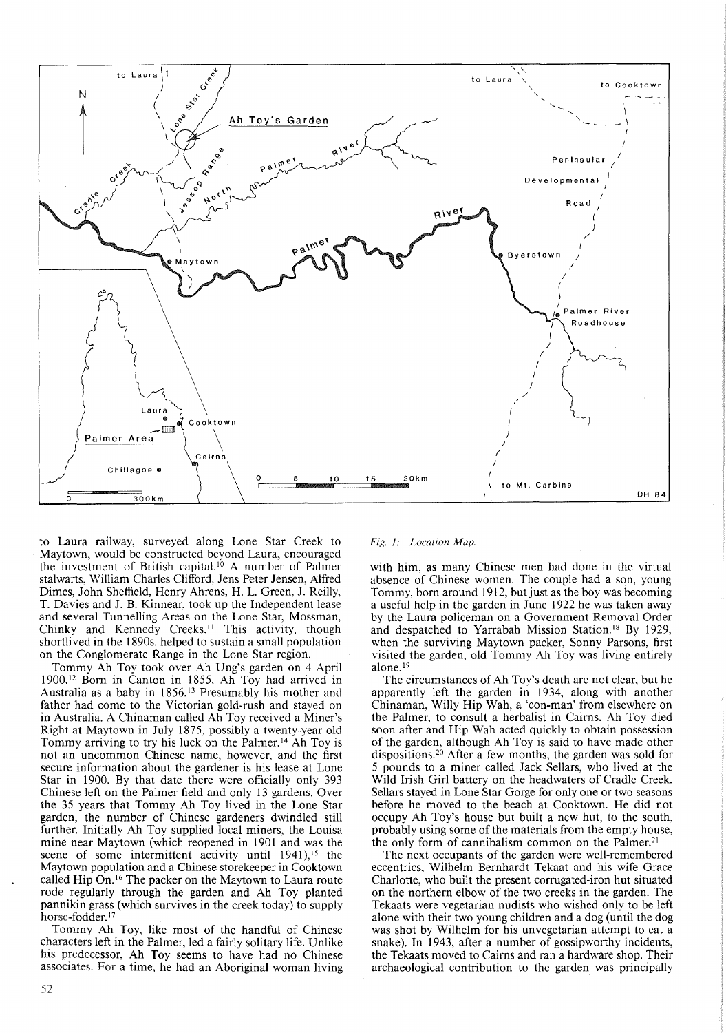to Laura
N
Lone Star Creek
Ah Toy's Garden
Cradle Creek
Jessop Range
North
Palmer River
Maytown
Palmer River
Byerstown
to Laura
to Cooktown
Peninsular Developmental Road
Palmer River Roadhouse
to Mt. Carbine
Laura
Cooktown
Palmer Area
Cairns
Chillagoe
0 300km
0 5 10 15 20km
DH 84

*Fig. 1: Location Map.*

to Laura railway, surveyed along Lone Star Creek to Maytown, would be constructed beyond Laura, encouraged the investment of British capital.[10] A number of Palmer stalwarts, William Charles Clifford, Jens Peter Jensen, Alfred Dimes, John Sheffield, Henry Ahrens, H. L. Green, J. Reilly, T. Davies and J. B. Kinnear, took up the Independent lease and several Tunnelling Areas on the Lone Star, Mossman, Chinky and Kennedy Creeks.[11] This activity, though shortlived in the 1890s, helped to sustain a small population on the Conglomerate Range in the Lone Star region.

Tommy Ah Toy took over Ah Ung's garden on 4 April 1900.[12] Born in Canton in 1855, Ah Toy had arrived in Australia as a baby in 1856.[13] Presumably his mother and father had come to the Victorian gold-rush and stayed on in Australia. A Chinaman called Ah Toy received a Miner's Right at Maytown in July 1875, possibly a twenty-year old Tommy arriving to try his luck on the Palmer.[14] Ah Toy is not an uncommon Chinese name, however, and the first secure information about the gardener is his lease at Lone Star in 1900. By that date there were officially only 393 Chinese left on the Palmer field and only 13 gardens. Over the 35 years that Tommy Ah Toy lived in the Lone Star garden, the number of Chinese gardeners dwindled still further. Initially Ah Toy supplied local miners, the Louisa mine near Maytown (which reopened in 1901 and was the scene of some intermittent activity until 1941),[15] the Maytown population and a Chinese storekeeper in Cooktown called Hip On.[16] The packer on the Maytown to Laura route rode regularly through the garden and Ah Toy planted pannikin grass (which survives in the creek today) to supply horse-fodder.[17]

Tommy Ah Toy, like most of the handful of Chinese characters left in the Palmer, led a fairly solitary life. Unlike his predecessor, Ah Toy seems to have had no Chinese associates. For a time, he had an Aboriginal woman living with him, as many Chinese men had done in the virtual absence of Chinese women. The couple had a son, young Tommy, born around 1912, but just as the boy was becoming a useful help in the garden in June 1922 he was taken away by the Laura policeman on a Government Removal Order and despatched to Yarrabah Mission Station.[18] By 1929, when the surviving Maytown packer, Sonny Parsons, first visited the garden, old Tommy Ah Toy was living entirely alone.[19]

The circumstances of Ah Toy's death are not clear, but he apparently left the garden in 1934, along with another Chinaman, Willy Hip Wah, a 'con-man' from elsewhere on the Palmer, to consult a herbalist in Cairns. Ah Toy died soon after and Hip Wah acted quickly to obtain possession of the garden, although Ah Toy is said to have made other dispositions.[20] After a few months, the garden was sold for 5 pounds to a miner called Jack Sellars, who lived at the Wild Irish Girl battery on the headwaters of Cradle Creek. Sellars stayed in Lone Star Gorge for only one or two seasons before he moved to the beach at Cooktown. He did not occupy Ah Toy's house but built a new hut, to the south, probably using some of the materials from the empty house, the only form of cannibalism common on the Palmer.[21]

The next occupants of the garden were well-remembered eccentrics, Wilhelm Bernhardt Tekaat and his wife Grace Charlotte, who built the present corrugated-iron hut situated on the northern elbow of the two creeks in the garden. The Tekaats were vegetarian nudists who wished only to be left alone with their two young children and a dog (until the dog was shot by Wilhelm for his unvegetarian attempt to eat a snake). In 1943, after a number of gossipworthy incidents, the Tekaats moved to Cairns and ran a hardware shop. Their archaeological contribution to the garden was principally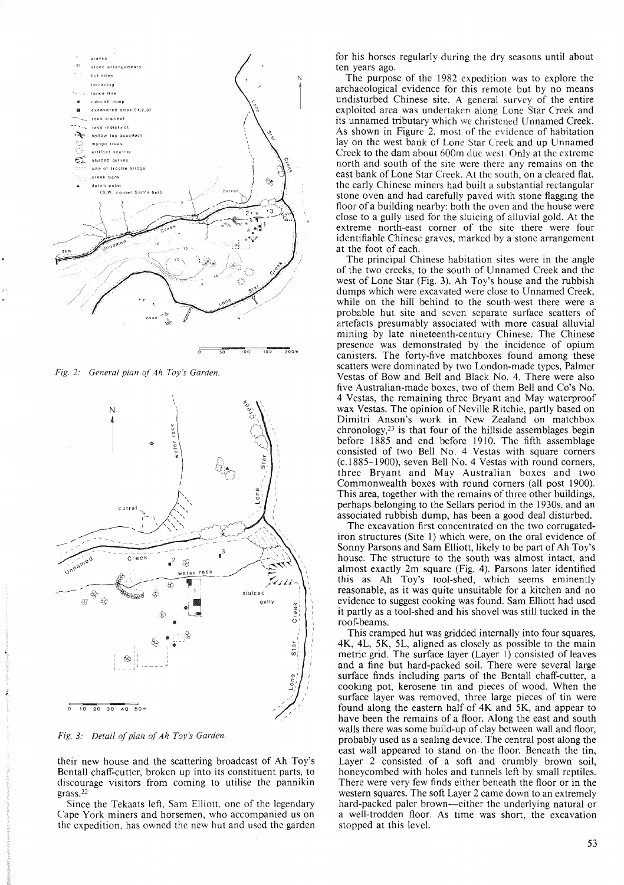graves
stone arrangements
hut sites
terracing
fence line
rubbish dump
excavated sites (1,2,3)
race distinct
race indistinct
hollow log aqueduct
mango trees
artifact scatter
sluiced gullies
site of trestle bridge
creek bank
datum point
(S.W. corner Sam's hut)

N
Lone Star Creek
Unnamed Creek
dam
corral
oven
0 50 100 150 200m

*Fig. 2: General plan of Ah Toy's Garden.*

N
water race
Lone Star Creek
corral
Unnamed Creek
water race
sluiced gully
0 10 20 30 40 50m

*Fig. 3: Detail of plan of Ah Toy's Garden.*

their new house and the scattering broadcast of Ah Toy's Bentall chaff-cutter, broken up into its constituent parts, to discourage visitors from coming to utilise the pannikin grass.[22]

Since the Tekaats left, Sam Elliott, one of the legendary Cape York miners and horsemen, who accompanied us on the expedition, has owned the new hut and used the garden for his horses regularly during the dry seasons until about ten years ago.

The purpose of the 1982 expedition was to explore the archaeological evidence for this remote but by no means undisturbed Chinese site. A general survey of the entire exploited area was undertaken along Lone Star Creek and its unnamed tributary which we christened Unnamed Creek. As shown in Figure 2, most of the evidence of habitation lay on the west bank of Lone Star Creek and up Unnamed Creek to the dam about 600m due west. Only at the extreme north and south of the site were there any remains on the east bank of Lone Star Creek. At the south, on a cleared flat, the early Chinese miners had built a substantial rectangular stone oven and had carefully paved with stone flagging the floor of a building nearby: both the oven and the house were close to a gully used for the sluicing of alluvial gold. At the extreme north-east corner of the site there were four identifiable Chinese graves, marked by a stone arrangement at the foot of each.

The principal Chinese habitation sites were in the angle of the two creeks, to the south of Unnamed Creek and the west of Lone Star (Fig. 3). Ah Toy's house and the rubbish dumps which were excavated were close to Unnamed Creek, while on the hill behind to the south-west there were a probable hut site and seven separate surface scatters of artefacts presumably associated with more casual alluvial mining by late nineteenth-century Chinese. The Chinese presence was demonstrated by the incidence of opium canisters. The forty-five matchboxes found among these scatters were dominated by two London-made types, Palmer Vestas of Bow and Bell and Black No. 4. There were also five Australian-made boxes, two of them Bell and Co's No. 4 Vestas, the remaining three Bryant and May waterproof wax Vestas. The opinion of Neville Ritchie, partly based on Dimitri Anson's work in New Zealand on matchbox chronology,[23] is that four of the hillside assemblages begin before 1885 and end before 1910. The fifth assemblage consisted of two Bell No. 4 Vestas with square corners (c.1885–1900), seven Bell No. 4 Vestas with round corners, three Bryant and May Australian boxes and two Commonwealth boxes with round corners (all post 1900). This area, together with the remains of three other buildings, perhaps belonging to the Sellars period in the 1930s, and an associated rubbish dump, has been a good deal disturbed.

The excavation first concentrated on the two corrugated-iron structures (Site 1) which were, on the oral evidence of Sonny Parsons and Sam Elliott, likely to be part of Ah Toy's house. The structure to the south was almost intact, and almost exactly 2m square (Fig. 4). Parsons later identified this as Ah Toy's tool-shed, which seems eminently reasonable, as it was quite unsuitable for a kitchen and no evidence to suggest cooking was found. Sam Elliott had used it partly as a tool-shed and his shovel was still tucked in the roof-beams.

This cramped hut was gridded internally into four squares, 4K, 4L, 5K, 5L, aligned as closely as possible to the main metric grid. The surface layer (Layer 1) consisted of leaves and a fine but hard-packed soil. There were several large surface finds including parts of the Bentall chaff-cutter, a cooking pot, kerosene tin and pieces of wood. When the surface layer was removed, three large pieces of tin were found along the eastern half of 4K and 5K, and appear to have been the remains of a floor. Along the east and south walls there was some build-up of clay between wall and floor, probably used as a sealing device. The central post along the east wall appeared to stand on the floor. Beneath the tin, Layer 2 consisted of a soft and crumbly brown soil, honeycombed with holes and tunnels left by small reptiles. There were very few finds either beneath the floor or in the western squares. The soft Layer 2 came down to an extremely hard-packed paler brown—either the underlying natural or a well-trodden floor. As time was short, the excavation stopped at this level.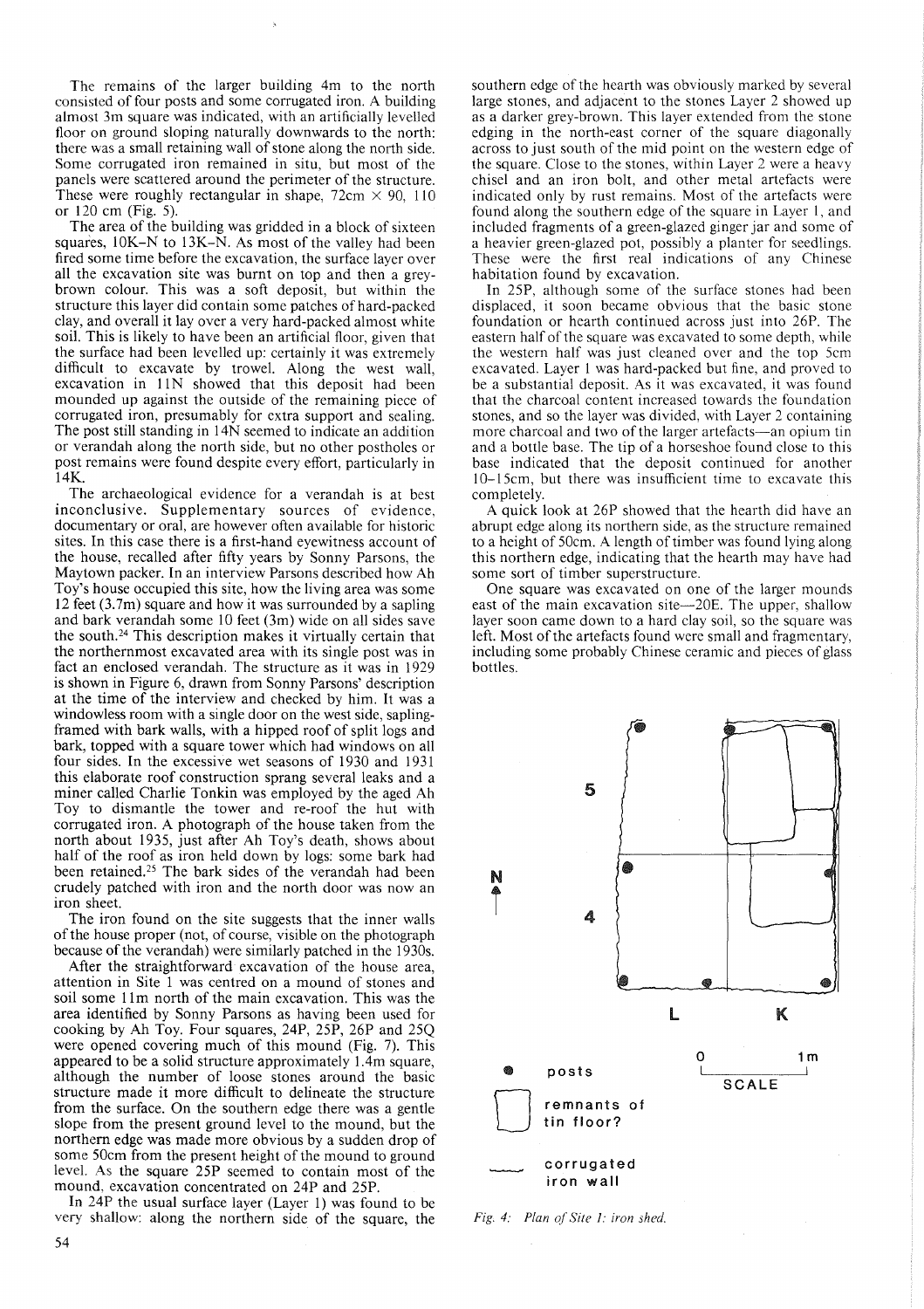The remains of the larger building 4m to the north consisted of four posts and some corrugated iron. A building almost 3m square was indicated, with an artificially levelled floor on ground sloping naturally downwards to the north: there was a small retaining wall of stone along the north side. Some corrugated iron remained in situ, but most of the panels were scattered around the perimeter of the structure. These were roughly rectangular in shape, 72cm × 90, 110 or 120 cm (Fig. 5).

The area of the building was gridded in a block of sixteen squares, 10K–N to 13K–N. As most of the valley had been fired some time before the excavation, the surface layer over all the excavation site was burnt on top and then a grey-brown colour. This was a soft deposit, but within the structure this layer did contain some patches of hard-packed clay, and overall it lay over a very hard-packed almost white soil. This is likely to have been an artificial floor, given that the surface had been levelled up: certainly it was extremely difficult to excavate by trowel. Along the west wall, excavation in 11N showed that this deposit had been mounded up against the outside of the remaining piece of corrugated iron, presumably for extra support and sealing. The post still standing in 14N seemed to indicate an addition or verandah along the north side, but no other postholes or post remains were found despite every effort, particularly in 14K.

The archaeological evidence for a verandah is at best inconclusive. Supplementary sources of evidence, documentary or oral, are however often available for historic sites. In this case there is a first-hand eyewitness account of the house, recalled after fifty years by Sonny Parsons, the Maytown packer. In an interview Parsons described how Ah Toy's house occupied this site, how the living area was some 12 feet (3.7m) square and how it was surrounded by a sapling and bark verandah some 10 feet (3m) wide on all sides save the south.[24] This description makes it virtually certain that the northernmost excavated area with its single post was in fact an enclosed verandah. The structure as it was in 1929 is shown in Figure 6, drawn from Sonny Parsons' description at the time of the interview and checked by him. It was a windowless room with a single door on the west side, sapling-framed with bark walls, with a hipped roof of split logs and bark, topped with a square tower which had windows on all four sides. In the excessive wet seasons of 1930 and 1931 this elaborate roof construction sprang several leaks and a miner called Charlie Tonkin was employed by the aged Ah Toy to dismantle the tower and re-roof the hut with corrugated iron. A photograph of the house taken from the north about 1935, just after Ah Toy's death, shows about half of the roof as iron held down by logs: some bark had been retained.[25] The bark sides of the verandah had been crudely patched with iron and the north door was now an iron sheet.

The iron found on the site suggests that the inner walls of the house proper (not, of course, visible on the photograph because of the verandah) were similarly patched in the 1930s.

After the straightforward excavation of the house area, attention in Site 1 was centred on a mound of stones and soil some 11m north of the main excavation. This was the area identified by Sonny Parsons as having been used for cooking by Ah Toy. Four squares, 24P, 25P, 26P and 25Q were opened covering much of this mound (Fig. 7). This appeared to be a solid structure approximately 1.4m square, although the number of loose stones around the basic structure made it more difficult to delineate the structure from the surface. On the southern edge there was a gentle slope from the present ground level to the mound, but the northern edge was made more obvious by a sudden drop of some 50cm from the present height of the mound to ground level. As the square 25P seemed to contain most of the mound, excavation concentrated on 24P and 25P.

In 24P the usual surface layer (Layer 1) was found to be very shallow: along the northern side of the square, the southern edge of the hearth was obviously marked by several large stones, and adjacent to the stones Layer 2 showed up as a darker grey-brown. This layer extended from the stone edging in the north-east corner of the square diagonally across to just south of the mid point on the western edge of the square. Close to the stones, within Layer 2 were a heavy chisel and an iron bolt, and other metal artefacts were indicated only by rust remains. Most of the artefacts were found along the southern edge of the square in Layer 1, and included fragments of a green-glazed ginger jar and some of a heavier green-glazed pot, possibly a planter for seedlings. These were the first real indications of any Chinese habitation found by excavation.

In 25P, although some of the surface stones had been displaced, it soon became obvious that the basic stone foundation or hearth continued across just into 26P. The eastern half of the square was excavated to some depth, while the western half was just cleaned over and the top 5cm excavated. Layer 1 was hard-packed but fine, and proved to be a substantial deposit. As it was excavated, it was found that the charcoal content increased towards the foundation stones, and so the layer was divided, with Layer 2 containing more charcoal and two of the larger artefacts—an opium tin and a bottle base. The tip of a horseshoe found close to this base indicated that the deposit continued for another 10–15cm, but there was insufficient time to excavate this completely.

A quick look at 26P showed that the hearth did have an abrupt edge along its northern side, as the structure remained to a height of 50cm. A length of timber was found lying along this northern edge, indicating that the hearth may have had some sort of timber superstructure.

One square was excavated on one of the larger mounds east of the main excavation site—20E. The upper, shallow layer soon came down to a hard clay soil, so the square was left. Most of the artefacts found were small and fragmentary, including some probably Chinese ceramic and pieces of glass bottles.

N

5

4

L K

posts

remnants of tin floor?

corrugated iron wall

0 1m
SCALE

*Fig. 4: Plan of Site 1: iron shed.*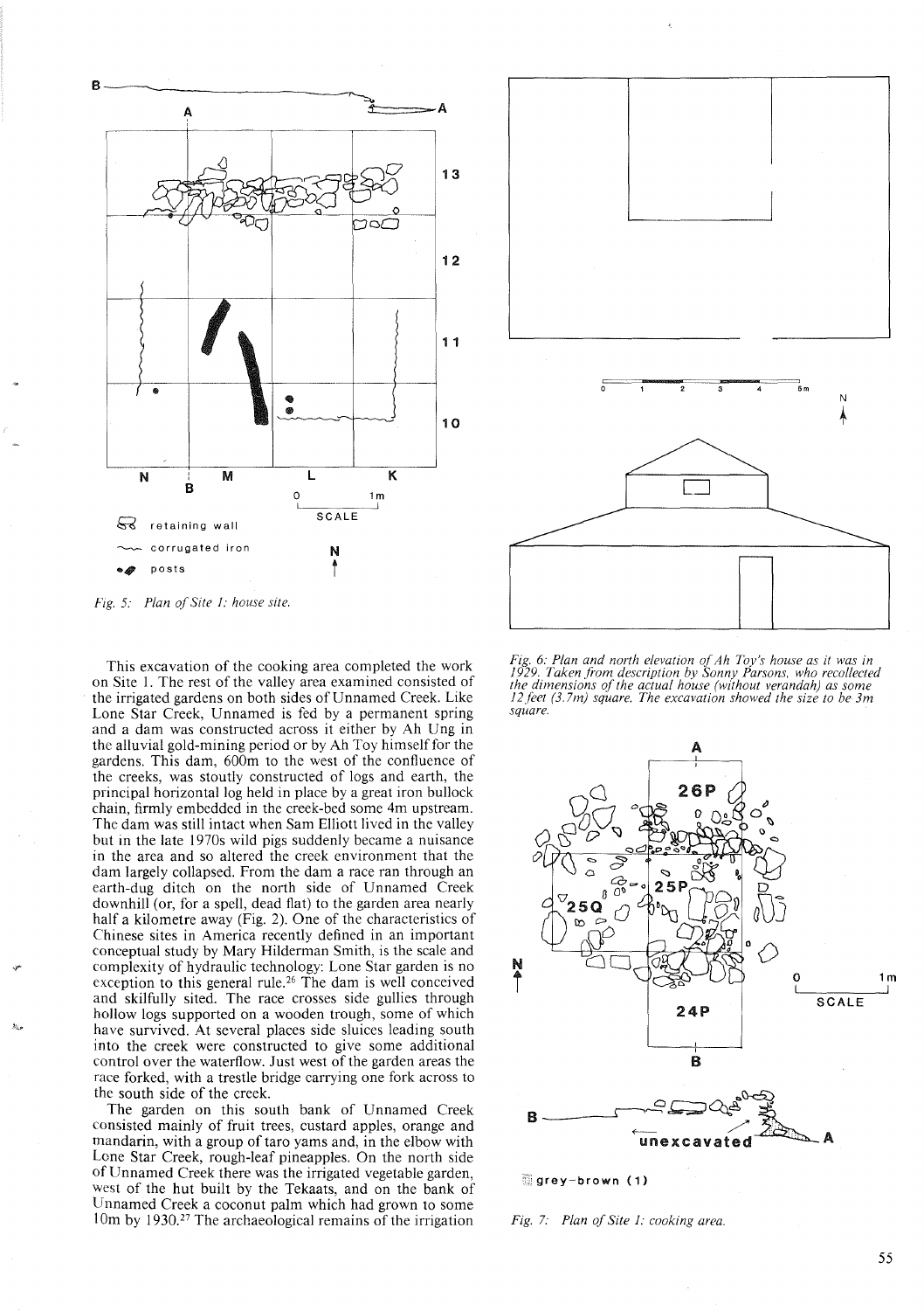B

A

A

13

12

11

10

N M L K

B

0 1m

SCALE

retaining wall

corrugated iron

posts

N

*Fig. 5: Plan of Site 1: house site.*

0 1 2 3 4 5m

N

*Fig. 6: Plan and north elevation of Ah Toy's house as it was in 1929. Taken from description by Sonny Parsons, who recollected the dimensions of the actual house (without verandah) as some 12 feet (3.7m) square. The excavation showed the size to be 3m square.*

This excavation of the cooking area completed the work on Site 1. The rest of the valley area examined consisted of the irrigated gardens on both sides of Unnamed Creek. Like Lone Star Creek, Unnamed is fed by a permanent spring and a dam was constructed across it either by Ah Ung in the alluvial gold-mining period or by Ah Toy himself for the gardens. This dam, 600m to the west of the confluence of the creeks, was stoutly constructed of logs and earth, the principal horizontal log held in place by a great iron bullock chain, firmly embedded in the creek-bed some 4m upstream. The dam was still intact when Sam Elliott lived in the valley but in the late 1970s wild pigs suddenly became a nuisance in the area and so altered the creek environment that the dam largely collapsed. From the dam a race ran through an earth-dug ditch on the north side of Unnamed Creek downhill (or, for a spell, dead flat) to the garden area nearly half a kilometre away (Fig. 2). One of the characteristics of Chinese sites in America recently defined in an important conceptual study by Mary Hilderman Smith, is the scale and complexity of hydraulic technology: Lone Star garden is no exception to this general rule.[26] The dam is well conceived and skilfully sited. The race crosses side gullies through hollow logs supported on a wooden trough, some of which have survived. At several places side sluices leading south into the creek were constructed to give some additional control over the waterflow. Just west of the garden areas the race forked, with a trestle bridge carrying one fork across to the south side of the creek.

The garden on this south bank of Unnamed Creek consisted mainly of fruit trees, custard apples, orange and mandarin, with a group of taro yams and, in the elbow with Lone Star Creek, rough-leaf pineapples. On the north side of Unnamed Creek there was the irrigated vegetable garden, west of the hut built by the Tekaats, and on the bank of Unnamed Creek a coconut palm which had grown to some 10m by 1930.[27] The archaeological remains of the irrigation

A

26P

25P

25Q

24P

B

N

0 1m

SCALE

B

unexcavated

A

grey-brown (1)

*Fig. 7: Plan of Site 1: cooking area.*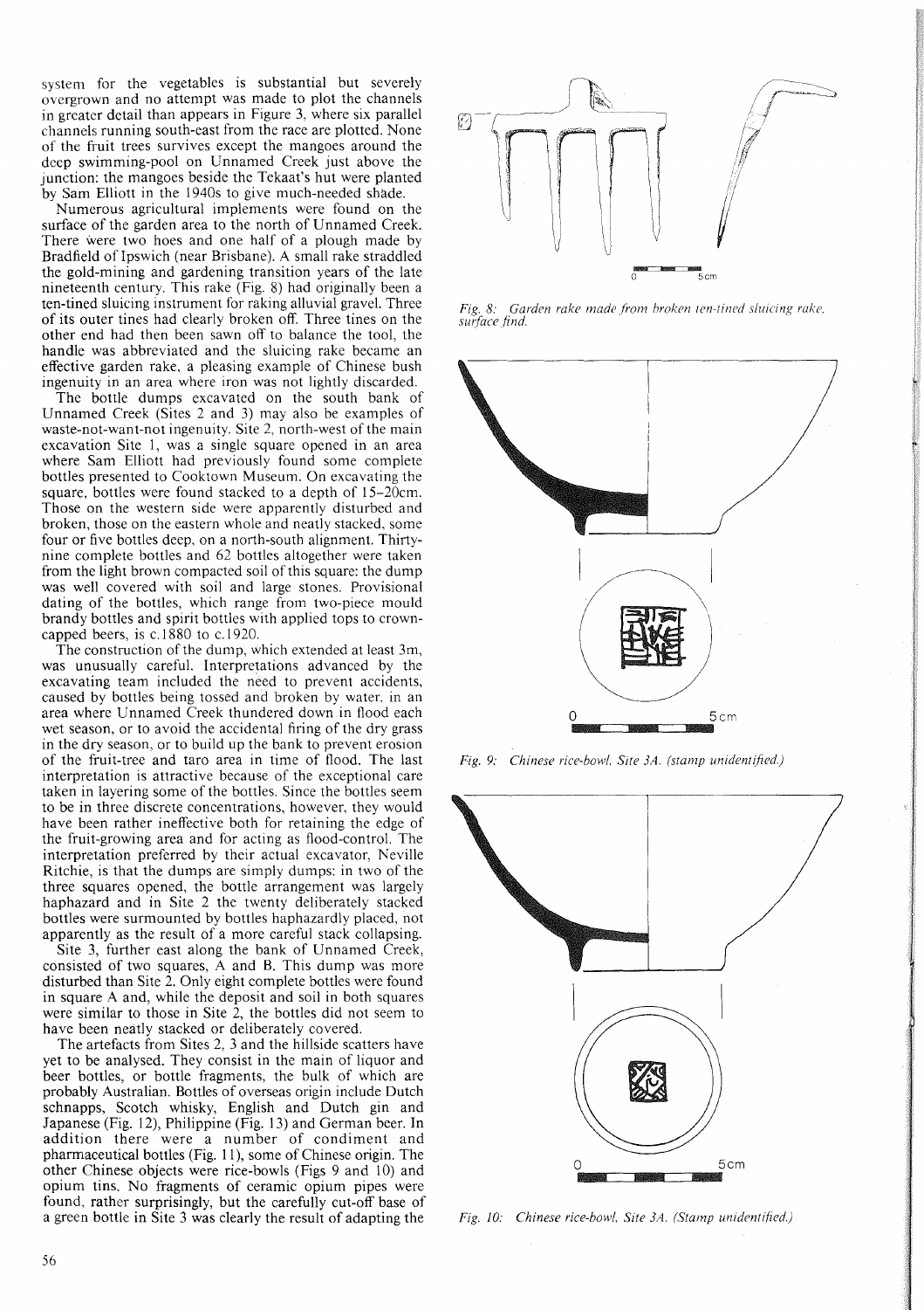system for the vegetables is substantial but severely overgrown and no attempt was made to plot the channels in greater detail than appears in Figure 3, where six parallel channels running south-east from the race are plotted. None of the fruit trees survives except the mangoes around the deep swimming-pool on Unnamed Creek just above the junction: the mangoes beside the Tekaat's hut were planted by Sam Elliott in the 1940s to give much-needed shade.

Numerous agricultural implements were found on the surface of the garden area to the north of Unnamed Creek. There were two hoes and one half of a plough made by Bradfield of Ipswich (near Brisbane). A small rake straddled the gold-mining and gardening transition years of the late nineteenth century. This rake (Fig. 8) had originally been a ten-tined sluicing instrument for raking alluvial gravel. Three of its outer tines had clearly broken off. Three tines on the other end had then been sawn off to balance the tool, the handle was abbreviated and the sluicing rake became an effective garden rake, a pleasing example of Chinese bush ingenuity in an area where iron was not lightly discarded.

The bottle dumps excavated on the south bank of Unnamed Creek (Sites 2 and 3) may also be examples of waste-not-want-not ingenuity. Site 2, north-west of the main excavation Site 1, was a single square opened in an area where Sam Elliott had previously found some complete bottles presented to Cooktown Museum. On excavating the square, bottles were found stacked to a depth of 15–20cm. Those on the western side were apparently disturbed and broken, those on the eastern whole and neatly stacked, some four or five bottles deep, on a north-south alignment. Thirty-nine complete bottles and 62 bottles altogether were taken from the light brown compacted soil of this square: the dump was well covered with soil and large stones. Provisional dating of the bottles, which range from two-piece mould brandy bottles and spirit bottles with applied tops to crown-capped beers, is c.1880 to c.1920.

The construction of the dump, which extended at least 3m, was unusually careful. Interpretations advanced by the excavating team included the need to prevent accidents, caused by bottles being tossed and broken by water, in an area where Unnamed Creek thundered down in flood each wet season, or to avoid the accidental firing of the dry grass in the dry season, or to build up the bank to prevent erosion of the fruit-tree and taro area in time of flood. The last interpretation is attractive because of the exceptional care taken in layering some of the bottles. Since the bottles seem to be in three discrete concentrations, however, they would have been rather ineffective both for retaining the edge of the fruit-growing area and for acting as flood-control. The interpretation preferred by their actual excavator, Neville Ritchie, is that the dumps are simply dumps: in two of the three squares opened, the bottle arrangement was largely haphazard and in Site 2 the twenty deliberately stacked bottles were surmounted by bottles haphazardly placed, not apparently as the result of a more careful stack collapsing.

Site 3, further east along the bank of Unnamed Creek, consisted of two squares, A and B. This dump was more disturbed than Site 2. Only eight complete bottles were found in square A and, while the deposit and soil in both squares were similar to those in Site 2, the bottles did not seem to have been neatly stacked or deliberately covered.

The artefacts from Sites 2, 3 and the hillside scatters have yet to be analysed. They consist in the main of liquor and beer bottles, or bottle fragments, the bulk of which are probably Australian. Bottles of overseas origin include Dutch schnapps, Scotch whisky, English and Dutch gin and Japanese (Fig. 12), Philippine (Fig. 13) and German beer. In addition there were a number of condiment and pharmaceutical bottles (Fig. 11), some of Chinese origin. The other Chinese objects were rice-bowls (Figs 9 and 10) and opium tins. No fragments of ceramic opium pipes were found, rather surprisingly, but the carefully cut-off base of a green bottle in Site 3 was clearly the result of adapting the

0 5cm

*Fig. 8: Garden rake made from broken ten-tined sluicing rake, surface find.*

0 5cm

*Fig. 9: Chinese rice-bowl, Site 3A. (stamp unidentified.)*

0 5cm

*Fig. 10: Chinese rice-bowl, Site 3A. (Stamp unidentified.)*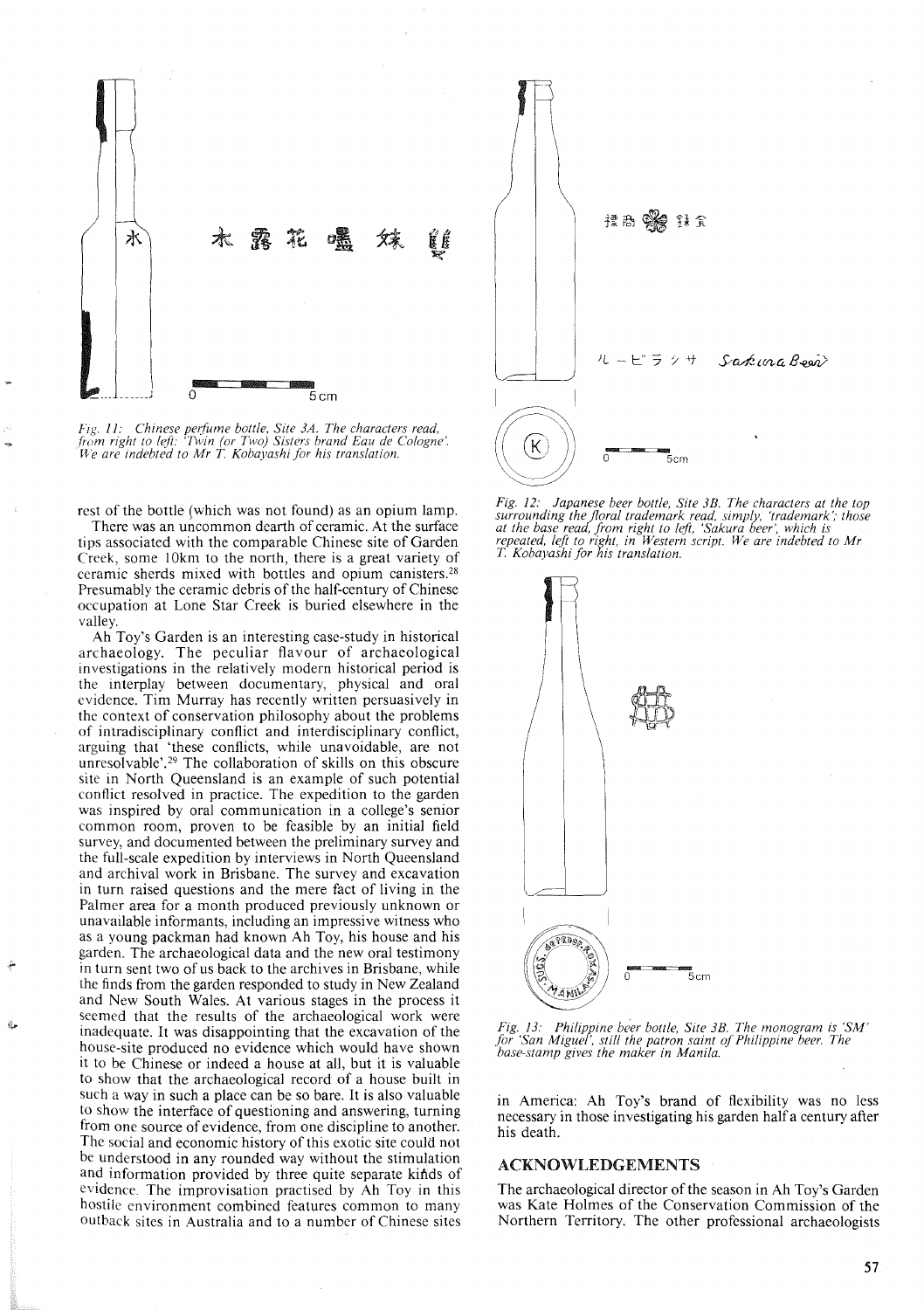Fig. 11: Chinese perfume bottle, Site 3A. The characters read, from right to left: 'Twin (or Two) Sisters brand Eau de Cologne'. We are indebted to Mr T. Kobayashi for his translation.

Fig. 12: Japanese beer bottle, Site 3B. The characters at the top surrounding the floral trademark read, simply, 'trademark'; those at the base read, from right to left, 'Sakura beer', which is repeated, left to right, in Western script. We are indebted to Mr T. Kobayashi for his translation.

Fig. 13: Philippine beer bottle, Site 3B. The monogram is 'SM' for 'San Miguel', still the patron saint of Philippine beer. The base-stamp gives the maker in Manila.

rest of the bottle (which was not found) as an opium lamp.

There was an uncommon dearth of ceramic. At the surface tips associated with the comparable Chinese site of Garden Creek, some 10km to the north, there is a great variety of ceramic sherds mixed with bottles and opium canisters.[28] Presumably the ceramic debris of the half-century of Chinese occupation at Lone Star Creek is buried elsewhere in the valley.

Ah Toy's Garden is an interesting case-study in historical archaeology. The peculiar flavour of archaeological investigations in the relatively modern historical period is the interplay between documentary, physical and oral evidence. Tim Murray has recently written persuasively in the context of conservation philosophy about the problems of intradisciplinary conflict and interdisciplinary conflict, arguing that 'these conflicts, while unavoidable, are not unresolvable'.[29] The collaboration of skills on this obscure site in North Queensland is an example of such potential conflict resolved in practice. The expedition to the garden was inspired by oral communication in a college's senior common room, proven to be feasible by an initial field survey, and documented between the preliminary survey and the full-scale expedition by interviews in North Queensland and archival work in Brisbane. The survey and excavation in turn raised questions and the mere fact of living in the Palmer area for a month produced previously unknown or unavailable informants, including an impressive witness who as a young packman had known Ah Toy, his house and his garden. The archaeological data and the new oral testimony in turn sent two of us back to the archives in Brisbane, while the finds from the garden responded to study in New Zealand and New South Wales. At various stages in the process it seemed that the results of the archaeological work were inadequate. It was disappointing that the excavation of the house-site produced no evidence which would have shown it to be Chinese or indeed a house at all, but it is valuable to show that the archaeological record of a house built in such a way in such a place can be so bare. It is also valuable to show the interface of questioning and answering, turning from one source of evidence, from one discipline to another. The social and economic history of this exotic site could not be understood in any rounded way without the stimulation and information provided by three quite separate kinds of evidence. The improvisation practised by Ah Toy in this hostile environment combined features common to many outback sites in Australia and to a number of Chinese sites in America: Ah Toy's brand of flexibility was no less necessary in those investigating his garden half a century after his death.

## ACKNOWLEDGEMENTS

The archaeological director of the season in Ah Toy's Garden was Kate Holmes of the Conservation Commission of the Northern Territory. The other professional archaeologists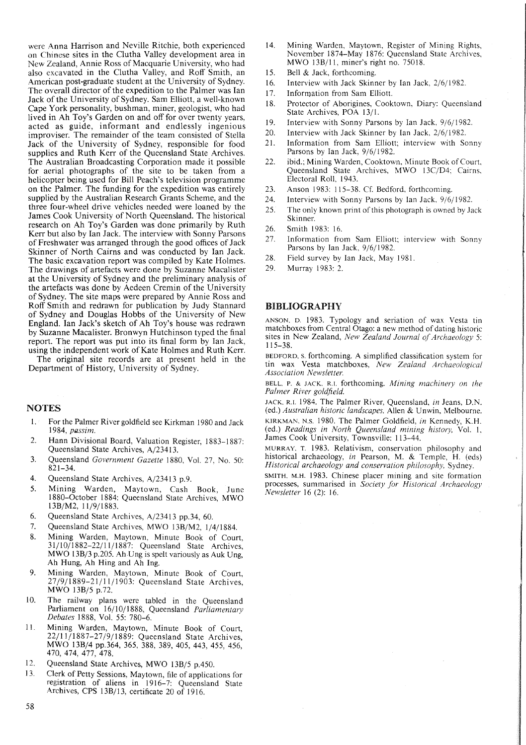were Anna Harrison and Neville Ritchie, both experienced on Chinese sites in the Clutha Valley development area in New Zealand, Annie Ross of Macquarie University, who had also excavated in the Clutha Valley, and Roff Smith, an American post-graduate student at the University of Sydney. The overall director of the expedition to the Palmer was Ian Jack of the University of Sydney. Sam Elliott, a well-known Cape York personality, bushman, miner, geologist, who had lived in Ah Toy's Garden on and off for over twenty years, acted as guide, informant and endlessly ingenious improviser. The remainder of the team consisted of Stella Jack of the University of Sydney, responsible for food supplies and Ruth Kerr of the Queensland State Archives. The Australian Broadcasting Corporation made it possible for aerial photographs of the site to be taken from a helicopter being used for Bill Peach's television programme on the Palmer. The funding for the expedition was entirely supplied by the Australian Research Grants Scheme, and the three four-wheel drive vehicles needed were loaned by the James Cook University of North Queensland. The historical research on Ah Toy's Garden was done primarily by Ruth Kerr but also by Ian Jack. The interview with Sonny Parsons of Freshwater was arranged through the good offices of Jack Skinner of North Cairns and was conducted by Ian Jack. The basic excavation report was compiled by Kate Holmes. The drawings of artefacts were done by Suzanne Macalister at the University of Sydney and the preliminary analysis of the artefacts was done by Aedeen Cremin of the University of Sydney. The site maps were prepared by Annie Ross and Roff Smith and redrawn for publication by Judy Stannard of Sydney and Douglas Hobbs of the University of New England. Ian Jack's sketch of Ah Toy's house was redrawn by Suzanne Macalister. Bronwyn Hutchinson typed the final report. The report was put into its final form by Ian Jack, using the independent work of Kate Holmes and Ruth Kerr.

The original site records are at present held in the Department of History, University of Sydney.

## NOTES

1. For the Palmer River goldfield see Kirkman 1980 and Jack 1984, *passim*.
2. Hann Divisional Board, Valuation Register, 1883–1887: Queensland State Archives, A/23413.
3. Queensland *Government Gazette* 1880, Vol. 27, No. 50: 821–34.
4. Queensland State Archives, A/23413 p.9.
5. Mining Warden, Maytown, Cash Book, June 1880–October 1884: Queensland State Archives, MWO 13B/M2, 11/9/1883.
6. Queensland State Archives, A/23413 pp.34, 60.
7. Queensland State Archives, MWO 13B/M2, 1/4/1884.
8. Mining Warden, Maytown, Minute Book of Court, 31/10/1882–22/11/1887: Queensland State Archives, MWO 13B/3 p.205. Ah Ung is spelt variously as Auk Ung, Ah Hung, Ah Hing and Ah Ing.
9. Mining Warden, Maytown, Minute Book of Court, 27/9/1889–21/11/1903: Queensland State Archives, MWO 13B/5 p.72.
10. The railway plans were tabled in the Queensland Parliament on 16/10/1888, Queensland *Parliamentary Debates* 1888, Vol. 55: 780–6.
11. Mining Warden, Maytown, Minute Book of Court, 22/11/1887–27/9/1889: Queensland State Archives, MWO 13B/4 pp.364, 365, 388, 389, 405, 443, 455, 456, 470, 474, 477, 478.
12. Queensland State Archives, MWO 13B/5 p.450.
13. Clerk of Petty Sessions, Maytown, file of applications for registration of aliens in 1916–7: Queensland State Archives, CPS 13B/13, certificate 20 of 1916.
14. Mining Warden, Maytown, Register of Mining Rights, November 1874–May 1876: Queensland State Archives, MWO 13B/11, miner's right no. 75018.
15. Bell & Jack, forthcoming.
16. Interview with Jack Skinner by Ian Jack, 2/6/1982.
17. Information from Sam Elliott.
18. Protector of Aborigines, Cooktown, Diary: Queensland State Archives, POA 13/1.
19. Interview with Sonny Parsons by Ian Jack, 9/6/1982.
20. Interview with Jack Skinner by Ian Jack, 2/6/1982.
21. Information from Sam Elliott; interview with Sonny Parsons by Ian Jack, 9/6/1982.
22. ibid.; Mining Warden, Cooktown, Minute Book of Court, Queensland State Archives, MWO 13C/D4; Cairns, Electoral Roll, 1943.
23. Anson 1983: 115–38. Cf. Bedford, forthcoming.
24. Interview with Sonny Parsons by Ian Jack, 9/6/1982.
25. The only known print of this photograph is owned by Jack Skinner.
26. Smith 1983: 16.
27. Information from Sam Elliott; interview with Sonny Parsons by Ian Jack, 9/6/1982.
28. Field survey by Ian Jack, May 1981.
29. Murray 1983: 2.

## BIBLIOGRAPHY

ANSON, D. 1983. Typology and seriation of wax Vesta tin matchboxes from Central Otago: a new method of dating historic sites in New Zealand, *New Zealand Journal of Archaeology* 5: 115–38.

BEDFORD, S. forthcoming. A simplified classification system for tin wax Vesta matchboxes, *New Zealand Archaeological Association Newsletter*.

BELL, P. & JACK, R.I. forthcoming. *Mining machinery on the Palmer River goldfield.*

JACK, R.I. 1984. The Palmer River, Queensland, *in* Jeans, D.N. (ed.) *Australian historic landscapes*, Allen & Unwin, Melbourne.

KIRKMAN, N.S. 1980. The Palmer Goldfield, *in* Kennedy, K.H. (ed.) *Readings in North Queensland mining history*, Vol. 1, James Cook University, Townsville: 113–44.

MURRAY, T. 1983. Relativism, conservation philosophy and historical archaeology, *in* Pearson, M. & Temple, H. (eds) *Historical archaeology and conservation philosophy*, Sydney.

SMITH, M.H. 1983. Chinese placer mining and site formation processes, summarised in *Society for Historical Archaeology Newsletter* 16 (2): 16.